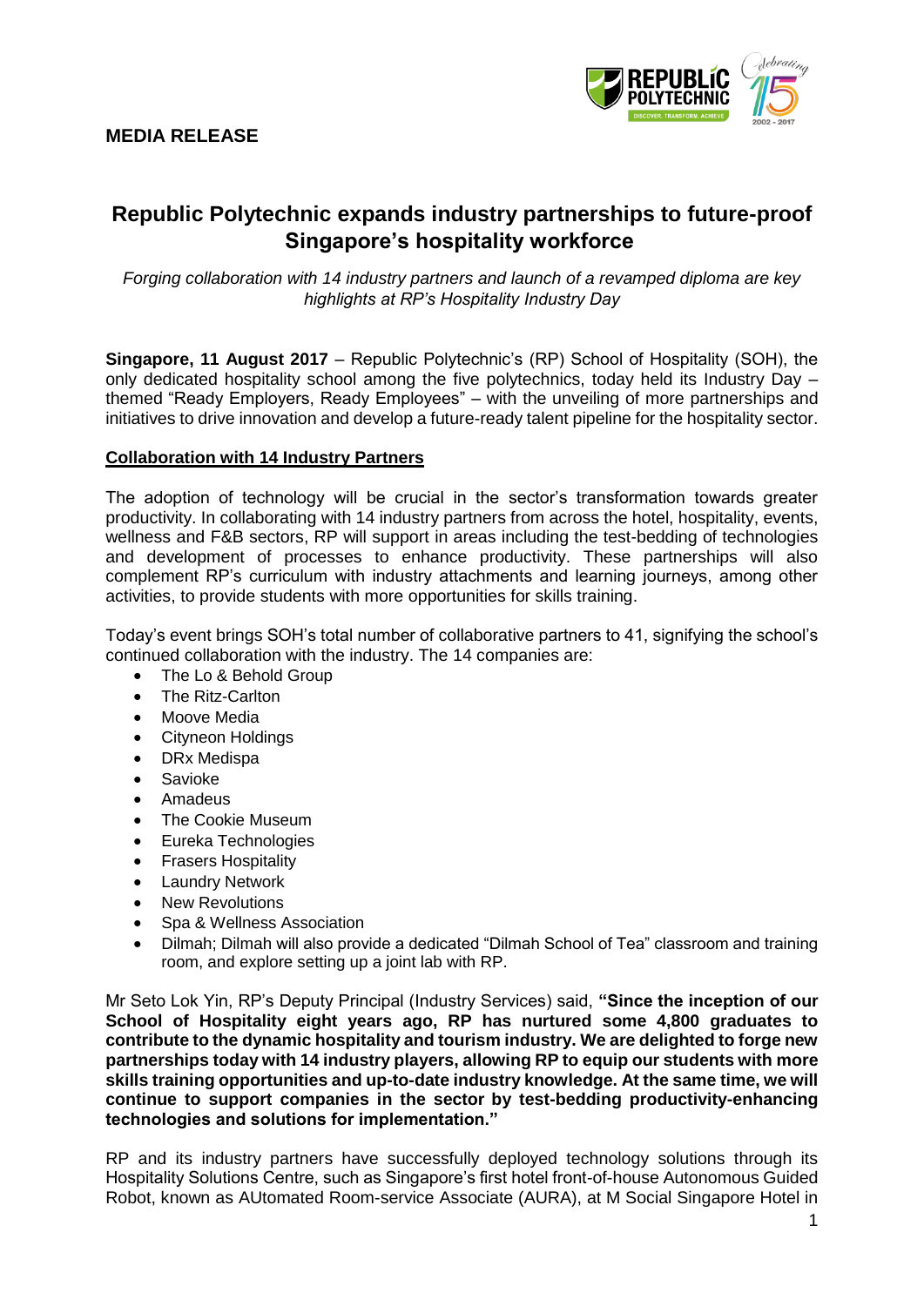**MEDIA RELEASE**

# Republic Polytechnic expands industry partnerships to future-proof Singapore's hospitality workforce

*Forging collaboration with 14 industry partners and launch of a revamped diploma are key highlights at RP's Hospitality Industry Day*

**Singapore, 11 August 2017** – Republic Polytechnic's (RP) School of Hospitality (SOH), the only dedicated hospitality school among the five polytechnics, today held its Industry Day – themed "Ready Employers, Ready Employees" – with the unveiling of more partnerships and initiatives to drive innovation and develop a future-ready talent pipeline for the hospitality sector.

## Collaboration with 14 Industry Partners

The adoption of technology will be crucial in the sector's transformation towards greater productivity. In collaborating with 14 industry partners from across the hotel, hospitality, events, wellness and F&B sectors, RP will support in areas including the test-bedding of technologies and development of processes to enhance productivity. These partnerships will also complement RP's curriculum with industry attachments and learning journeys, among other activities, to provide students with more opportunities for skills training.

Today's event brings SOH's total number of collaborative partners to 41, signifying the school's continued collaboration with the industry. The 14 companies are:

- The Lo & Behold Group
- The Ritz-Carlton
- Moove Media
- Cityneon Holdings
- DRx Medispa
- Savioke
- Amadeus
- The Cookie Museum
- Eureka Technologies
- Frasers Hospitality
- Laundry Network
- New Revolutions
- Spa & Wellness Association
- Dilmah; Dilmah will also provide a dedicated "Dilmah School of Tea" classroom and training room, and explore setting up a joint lab with RP.

Mr Seto Lok Yin, RP's Deputy Principal (Industry Services) said, **"Since the inception of our School of Hospitality eight years ago, RP has nurtured some 4,800 graduates to contribute to the dynamic hospitality and tourism industry. We are delighted to forge new partnerships today with 14 industry players, allowing RP to equip our students with more skills training opportunities and up-to-date industry knowledge. At the same time, we will continue to support companies in the sector by test-bedding productivity-enhancing technologies and solutions for implementation."**

RP and its industry partners have successfully deployed technology solutions through its Hospitality Solutions Centre, such as Singapore's first hotel front-of-house Autonomous Guided Robot, known as AUtomated Room-service Associate (AURA), at M Social Singapore Hotel in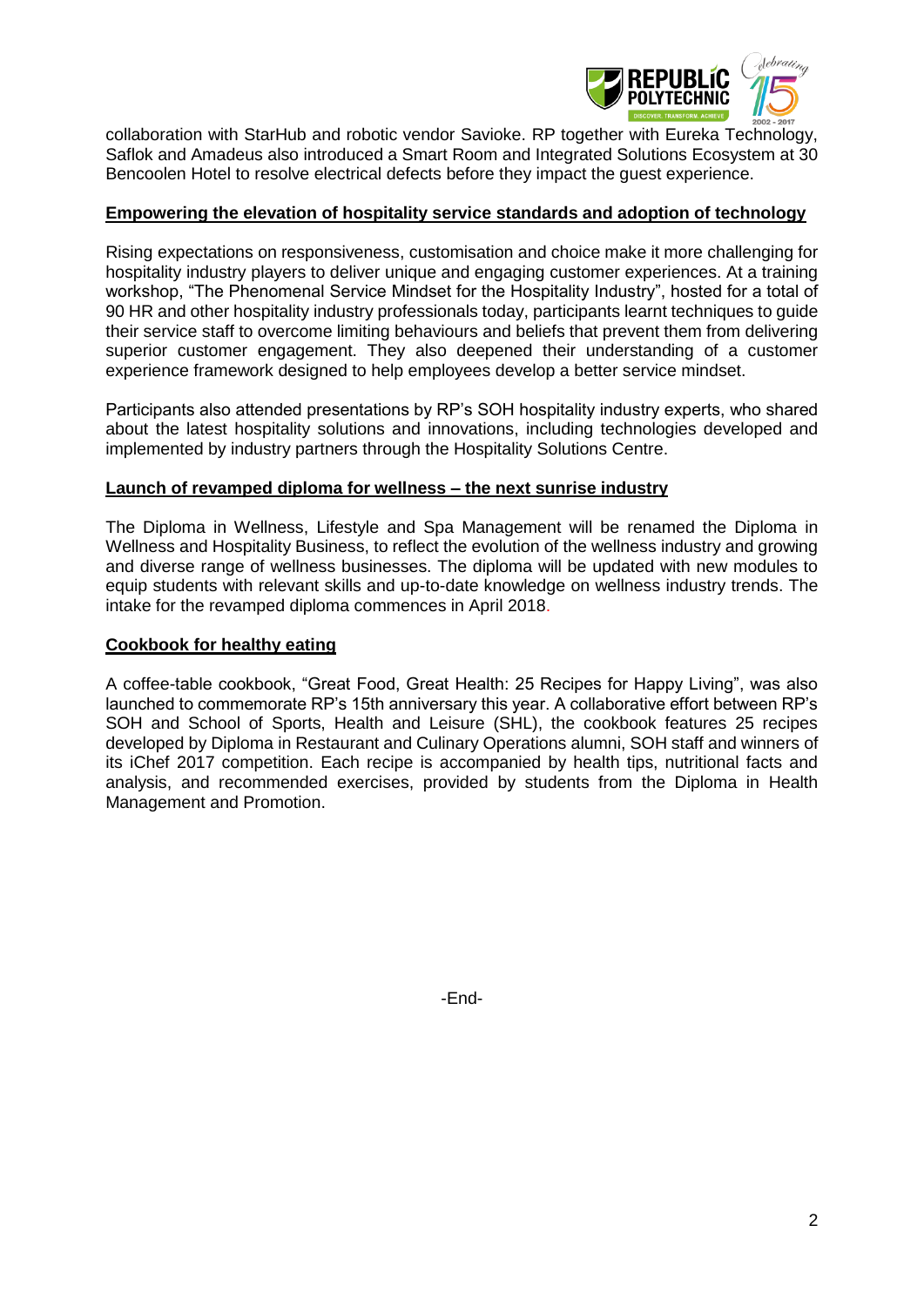collaboration with StarHub and robotic vendor Savioke. RP together with Eureka Technology, Saflok and Amadeus also introduced a Smart Room and Integrated Solutions Ecosystem at 30 Bencoolen Hotel to resolve electrical defects before they impact the guest experience.

**Empowering the elevation of hospitality service standards and adoption of technology**

Rising expectations on responsiveness, customisation and choice make it more challenging for hospitality industry players to deliver unique and engaging customer experiences. At a training workshop, "The Phenomenal Service Mindset for the Hospitality Industry", hosted for a total of 90 HR and other hospitality industry professionals today, participants learnt techniques to guide their service staff to overcome limiting behaviours and beliefs that prevent them from delivering superior customer engagement. They also deepened their understanding of a customer experience framework designed to help employees develop a better service mindset.

Participants also attended presentations by RP's SOH hospitality industry experts, who shared about the latest hospitality solutions and innovations, including technologies developed and implemented by industry partners through the Hospitality Solutions Centre.

**Launch of revamped diploma for wellness – the next sunrise industry**

The Diploma in Wellness, Lifestyle and Spa Management will be renamed the Diploma in Wellness and Hospitality Business, to reflect the evolution of the wellness industry and growing and diverse range of wellness businesses. The diploma will be updated with new modules to equip students with relevant skills and up-to-date knowledge on wellness industry trends. The intake for the revamped diploma commences in April 2018.

**Cookbook for healthy eating**

A coffee-table cookbook, "Great Food, Great Health: 25 Recipes for Happy Living", was also launched to commemorate RP's 15th anniversary this year. A collaborative effort between RP's SOH and School of Sports, Health and Leisure (SHL), the cookbook features 25 recipes developed by Diploma in Restaurant and Culinary Operations alumni, SOH staff and winners of its iChef 2017 competition. Each recipe is accompanied by health tips, nutritional facts and analysis, and recommended exercises, provided by students from the Diploma in Health Management and Promotion.

-End-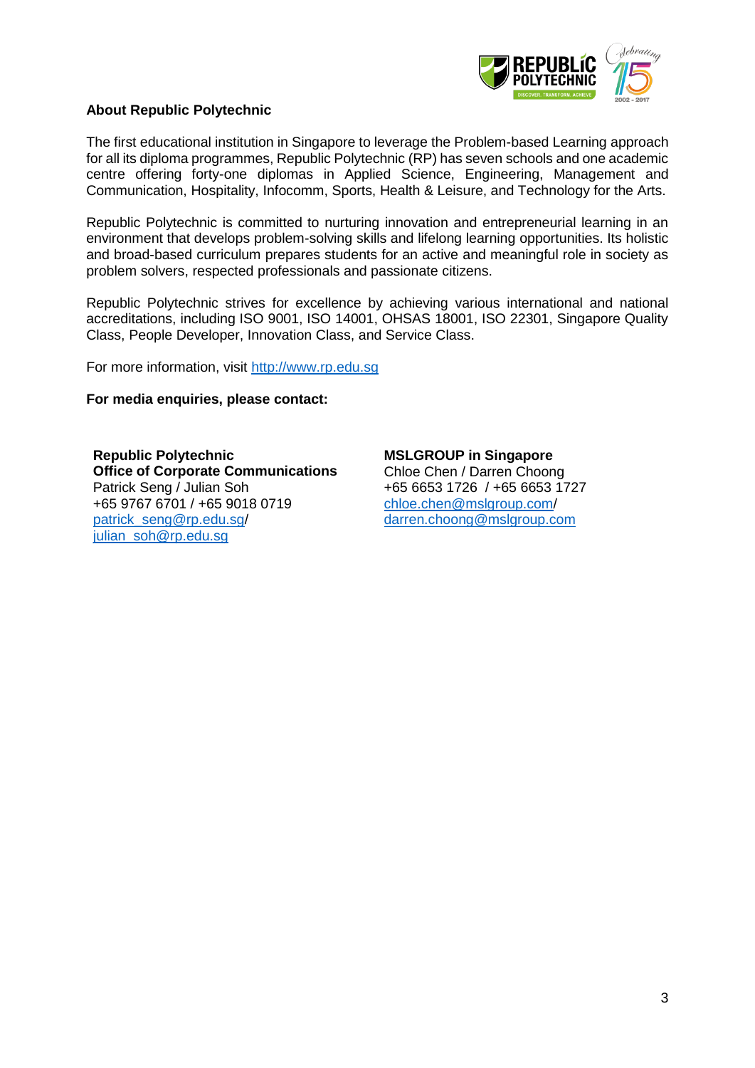**About Republic Polytechnic**

The first educational institution in Singapore to leverage the Problem-based Learning approach for all its diploma programmes, Republic Polytechnic (RP) has seven schools and one academic centre offering forty-one diplomas in Applied Science, Engineering, Management and Communication, Hospitality, Infocomm, Sports, Health & Leisure, and Technology for the Arts.

Republic Polytechnic is committed to nurturing innovation and entrepreneurial learning in an environment that develops problem-solving skills and lifelong learning opportunities. Its holistic and broad-based curriculum prepares students for an active and meaningful role in society as problem solvers, respected professionals and passionate citizens.

Republic Polytechnic strives for excellence by achieving various international and national accreditations, including ISO 9001, ISO 14001, OHSAS 18001, ISO 22301, Singapore Quality Class, People Developer, Innovation Class, and Service Class.

For more information, visit http://www.rp.edu.sg

**For media enquiries, please contact:**

**Republic Polytechnic**
**Office of Corporate Communications**
Patrick Seng / Julian Soh
+65 9767 6701 / +65 9018 0719
patrick_seng@rp.edu.sg/
julian_soh@rp.edu.sg

**MSLGROUP in Singapore**
Chloe Chen / Darren Choong
+65 6653 1726 / +65 6653 1727
chloe.chen@mslgroup.com/
darren.choong@mslgroup.com